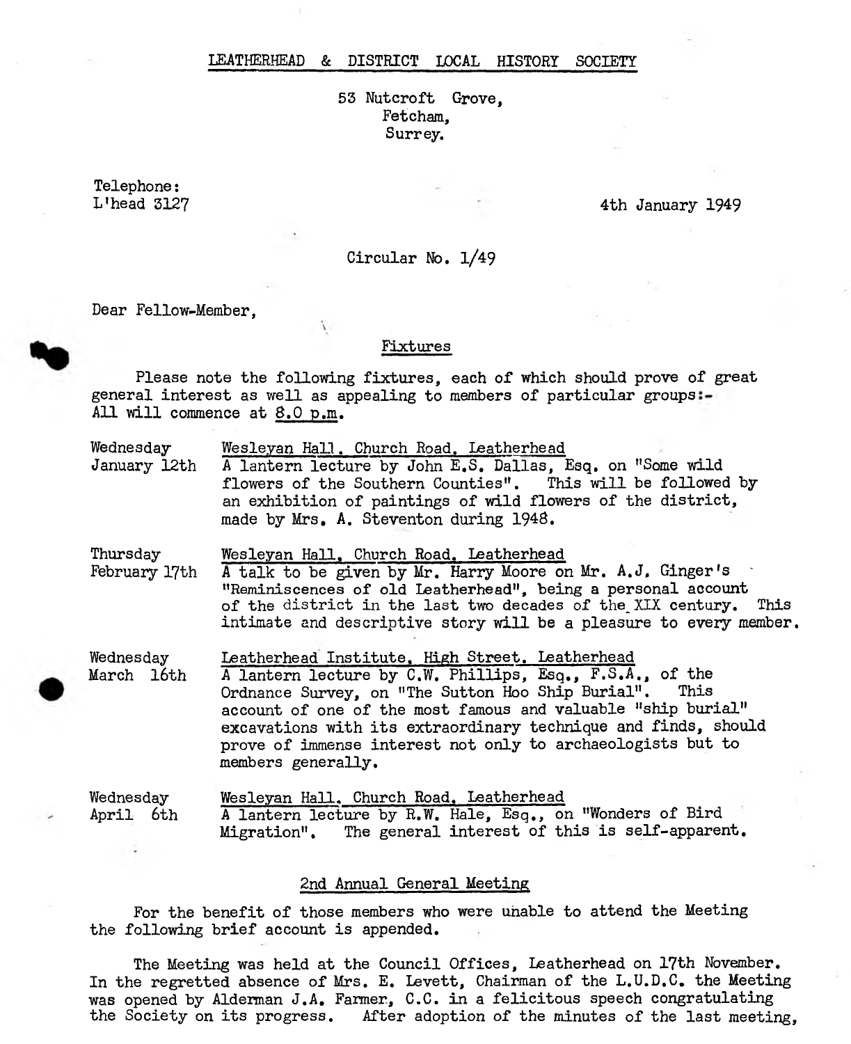# LEATHERHEAD & DISTRICT LOCAL HISTORY SOCIETY

53 Nutcroft Grove,
Fetcham,
Surrey.

Telephone:
L'head 3127

4th January 1949

Circular No. 1/49

Dear Fellow-Member,

## Fixtures

Please note the following fixtures, each of which should prove of great general interest as well as appealing to members of particular groups:-
All will commence at 8.0 p.m.

**Wednesday January 12th** — Wesleyan Hall, Church Road, Leatherhead
A lantern lecture by John E.S. Dallas, Esq. on "Some wild flowers of the Southern Counties". This will be followed by an exhibition of paintings of wild flowers of the district, made by Mrs. A. Steventon during 1948.

**Thursday February 17th** — Wesleyan Hall, Church Road, Leatherhead
A talk to be given by Mr. Harry Moore on Mr. A.J. Ginger's "Reminiscences of old Leatherhead", being a personal account of the district in the last two decades of the XIX century. This intimate and descriptive story will be a pleasure to every member.

**Wednesday March 16th** — Leatherhead Institute, High Street, Leatherhead
A lantern lecture by C.W. Phillips, Esq., F.S.A., of the Ordnance Survey, on "The Sutton Hoo Ship Burial". This account of one of the most famous and valuable "ship burial" excavations with its extraordinary technique and finds, should prove of immense interest not only to archaeologists but to members generally.

**Wednesday April 6th** — Wesleyan Hall, Church Road, Leatherhead
A lantern lecture by R.W. Hale, Esq., on "Wonders of Bird Migration". The general interest of this is self-apparent.

## 2nd Annual General Meeting

For the benefit of those members who were unable to attend the Meeting the following brief account is appended.

The Meeting was held at the Council Offices, Leatherhead on 17th November. In the regretted absence of Mrs. E. Levett, Chairman of the L.U.D.C. the Meeting was opened by Alderman J.A. Farmer, C.C. in a felicitous speech congratulating the Society on its progress. After adoption of the minutes of the last meeting,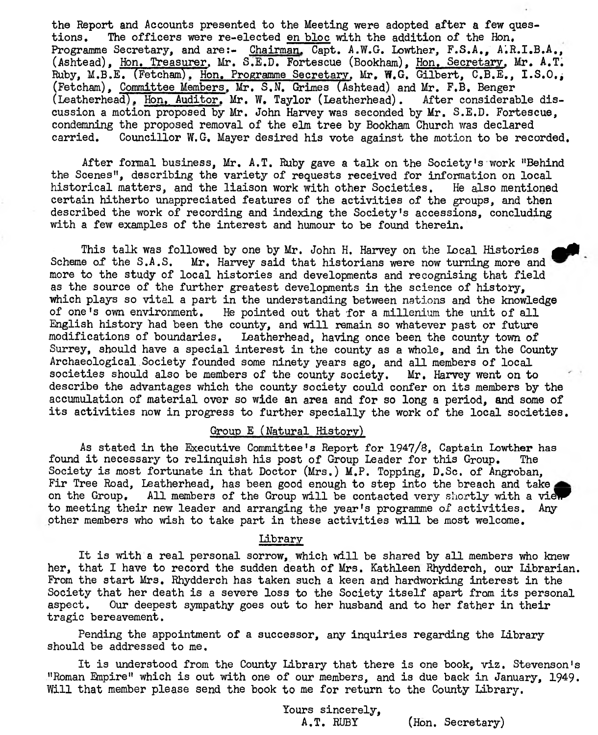the Report and Accounts presented to the Meeting were adopted after a few questions. The officers were re-elected en bloc with the addition of the Hon. Programme Secretary, and are:- Chairman, Capt. A.W.G. Lowther, F.S.A., A.R.I.B.A., (Ashtead), Hon. Treasurer, Mr. S.E.D. Fortescue (Bookham), Hon. Secretary, Mr. A.T. Ruby, M.B.E. (Fetcham), Hon. Programme Secretary, Mr. W.G. Gilbert, C.B.E., I.S.O., (Fetcham), Committee Members, Mr. S.N. Grimes (Ashtead) and Mr. F.B. Benger (Leatherhead), Hon. Auditor, Mr. W. Taylor (Leatherhead). After considerable discussion a motion proposed by Mr. John Harvey was seconded by Mr. S.E.D. Fortescue, condemning the proposed removal of the elm tree by Bookham Church was declared carried. Councillor W.G. Mayer desired his vote against the motion to be recorded.

After formal business, Mr. A.T. Ruby gave a talk on the Society's work "Behind the Scenes", describing the variety of requests received for information on local historical matters, and the liaison work with other Societies. He also mentioned certain hitherto unappreciated features of the activities of the groups, and then described the work of recording and indexing the Society's accessions, concluding with a few examples of the interest and humour to be found therein.

This talk was followed by one by Mr. John H. Harvey on the Local Histories Scheme of the S.A.S. Mr. Harvey said that historians were now turning more and more to the study of local histories and developments and recognising that field as the source of the further greatest developments in the science of history, which plays so vital a part in the understanding between nations and the knowledge of one's own environment. He pointed out that for a millenium the unit of all English history had been the county, and will remain so whatever past or future modifications of boundaries. Leatherhead, having once been the county town of Surrey, should have a special interest in the county as a whole, and in the County Archaeological Society founded some ninety years ago, and all members of local societies should also be members of the county society. Mr. Harvey went on to describe the advantages which the county society could confer on its members by the accumulation of material over so wide an area and for so long a period, and some of its activities now in progress to further specially the work of the local societies.

## Group E (Natural History)

As stated in the Executive Committee's Report for 1947/8, Captain Lowther has found it necessary to relinquish his post of Group Leader for this Group. The Society is most fortunate in that Doctor (Mrs.) M.P. Topping, D.Sc. of Angroban, Fir Tree Road, Leatherhead, has been good enough to step into the breach and take on the Group. All members of the Group will be contacted very shortly with a view to meeting their new leader and arranging the year's programme of activities. Any other members who wish to take part in these activities will be most welcome.

## Library

It is with a real personal sorrow, which will be shared by all members who knew her, that I have to record the sudden death of Mrs. Kathleen Rhydderch, our Librarian. From the start Mrs. Rhydderch has taken such a keen and hardworking interest in the Society that her death is a severe loss to the Society itself apart from its personal aspect. Our deepest sympathy goes out to her husband and to her father in their tragic bereavement.

Pending the appointment of a successor, any inquiries regarding the Library should be addressed to me.

It is understood from the County Library that there is one book, viz. Stevenson's "Roman Empire" which is out with one of our members, and is due back in January, 1949. Will that member please send the book to me for return to the County Library.

Yours sincerely,
A.T. RUBY (Hon. Secretary)